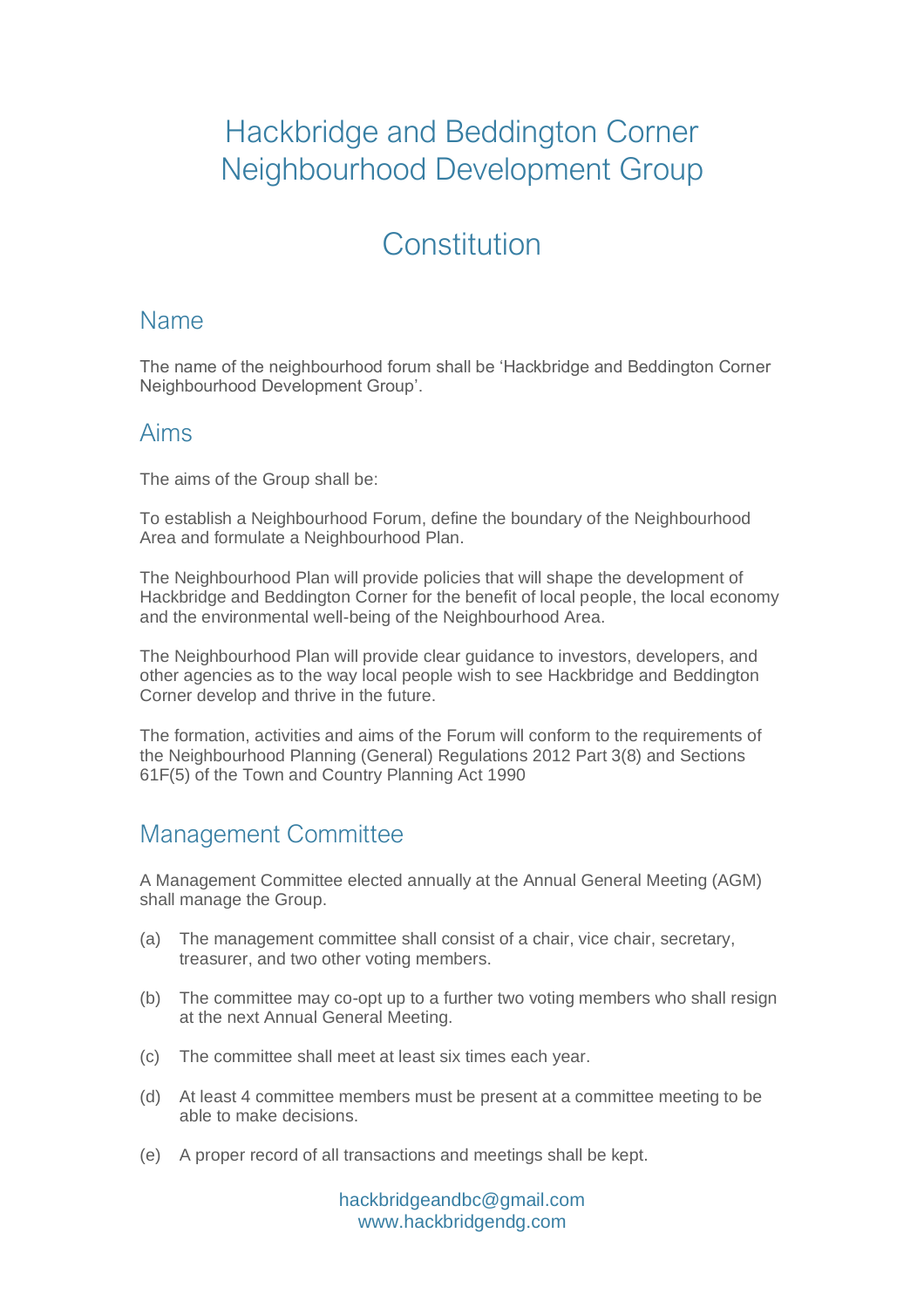# Hackbridge and Beddington Corner Neighbourhood Development Group

# Constitution

## Name

The name of the neighbourhood forum shall be 'Hackbridge and Beddington Corner Neighbourhood Development Group'.

## Aims

The aims of the Group shall be:

To establish a Neighbourhood Forum, define the boundary of the Neighbourhood Area and formulate a Neighbourhood Plan.

The Neighbourhood Plan will provide policies that will shape the development of Hackbridge and Beddington Corner for the benefit of local people, the local economy and the environmental well-being of the Neighbourhood Area.

The Neighbourhood Plan will provide clear guidance to investors, developers, and other agencies as to the way local people wish to see Hackbridge and Beddington Corner develop and thrive in the future.

The formation, activities and aims of the Forum will conform to the requirements of the Neighbourhood Planning (General) Regulations 2012 Part 3(8) and Sections 61F(5) of the Town and Country Planning Act 1990

## Management Committee

A Management Committee elected annually at the Annual General Meeting (AGM) shall manage the Group.

(a) The management committee shall consist of a chair, vice chair, secretary, treasurer, and two other voting members.

(b) The committee may co-opt up to a further two voting members who shall resign at the next Annual General Meeting.

(c) The committee shall meet at least six times each year.

(d) At least 4 committee members must be present at a committee meeting to be able to make decisions.

(e) A proper record of all transactions and meetings shall be kept.

hackbridgeandbc@gmail.com
www.hackbridgendg.com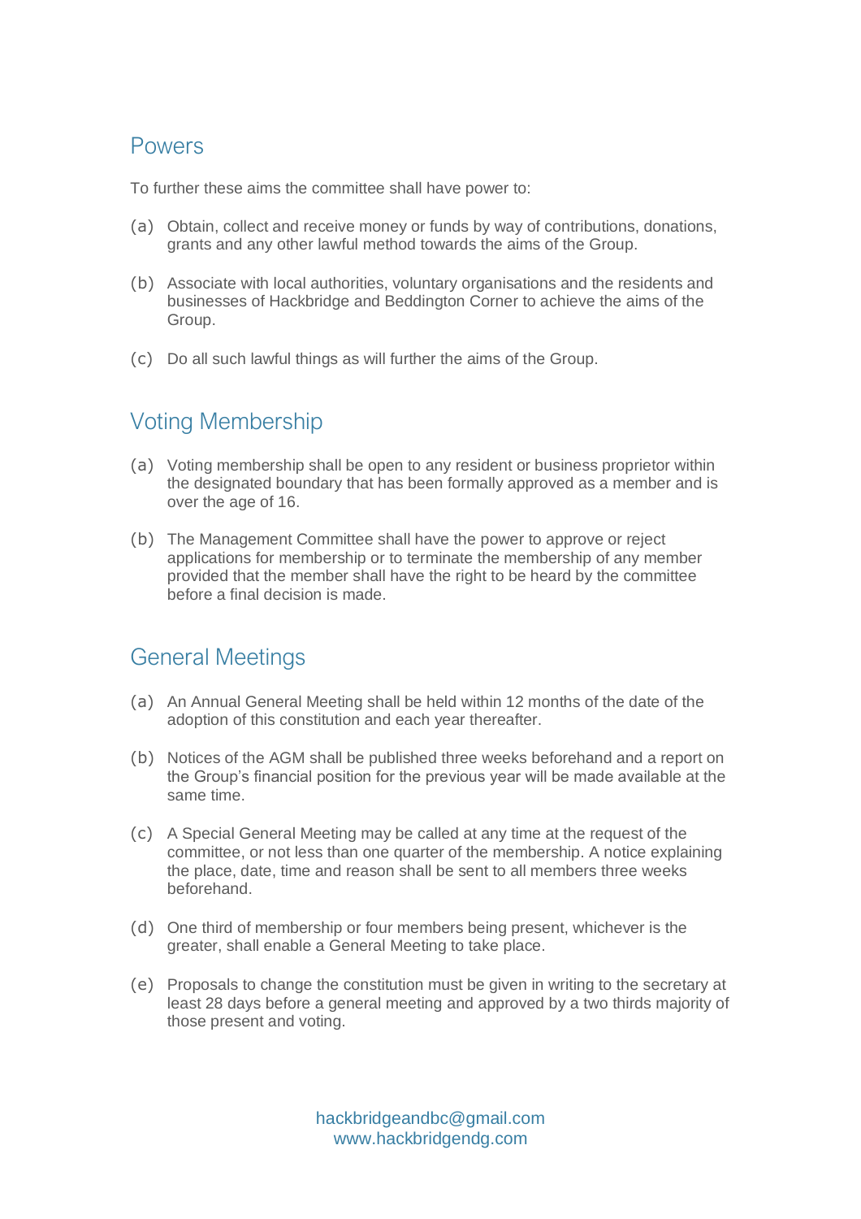## Powers

To further these aims the committee shall have power to:

(a) Obtain, collect and receive money or funds by way of contributions, donations, grants and any other lawful method towards the aims of the Group.

(b) Associate with local authorities, voluntary organisations and the residents and businesses of Hackbridge and Beddington Corner to achieve the aims of the Group.

(c) Do all such lawful things as will further the aims of the Group.

## Voting Membership

(a) Voting membership shall be open to any resident or business proprietor within the designated boundary that has been formally approved as a member and is over the age of 16.

(b) The Management Committee shall have the power to approve or reject applications for membership or to terminate the membership of any member provided that the member shall have the right to be heard by the committee before a final decision is made.

## General Meetings

(a) An Annual General Meeting shall be held within 12 months of the date of the adoption of this constitution and each year thereafter.

(b) Notices of the AGM shall be published three weeks beforehand and a report on the Group's financial position for the previous year will be made available at the same time.

(c) A Special General Meeting may be called at any time at the request of the committee, or not less than one quarter of the membership. A notice explaining the place, date, time and reason shall be sent to all members three weeks beforehand.

(d) One third of membership or four members being present, whichever is the greater, shall enable a General Meeting to take place.

(e) Proposals to change the constitution must be given in writing to the secretary at least 28 days before a general meeting and approved by a two thirds majority of those present and voting.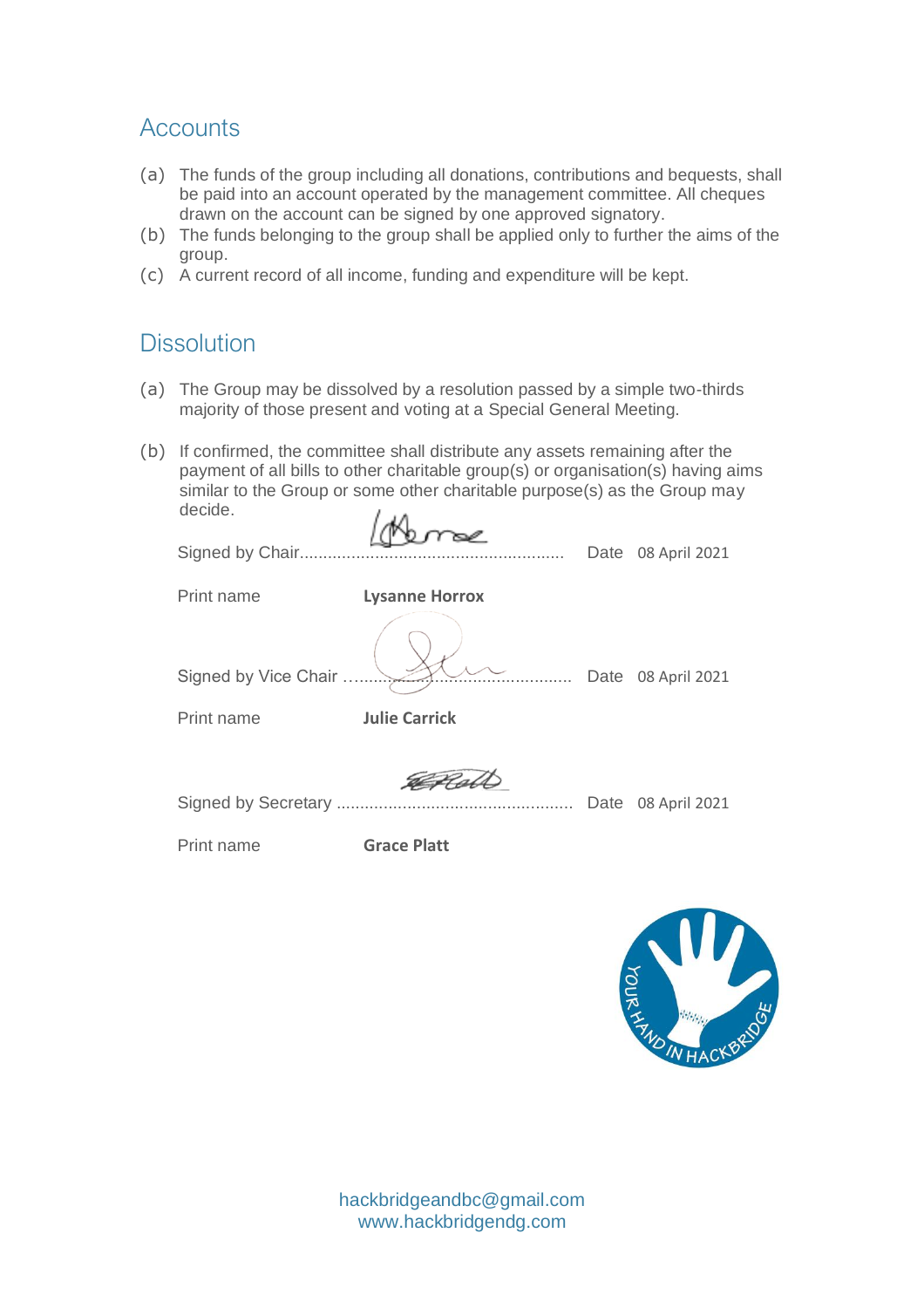## Accounts

(a) The funds of the group including all donations, contributions and bequests, shall be paid into an account operated by the management committee. All cheques drawn on the account can be signed by one approved signatory.

(b) The funds belonging to the group shall be applied only to further the aims of the group.

(c) A current record of all income, funding and expenditure will be kept.

## Dissolution

(a) The Group may be dissolved by a resolution passed by a simple two-thirds majority of those present and voting at a Special General Meeting.

(b) If confirmed, the committee shall distribute any assets remaining after the payment of all bills to other charitable group(s) or organisation(s) having aims similar to the Group or some other charitable purpose(s) as the Group may decide.

Signed by Chair........................................................ Date 08 April 2021

Print name **Lysanne Horrox**

Signed by Vice Chair ................................................... Date 08 April 2021

Print name **Julie Carrick**

Signed by Secretary ................................................... Date 08 April 2021

Print name **Grace Platt**

YOUR HAND IN HACKBRIDGE

hackbridgeandbc@gmail.com
www.hackbridgendg.com